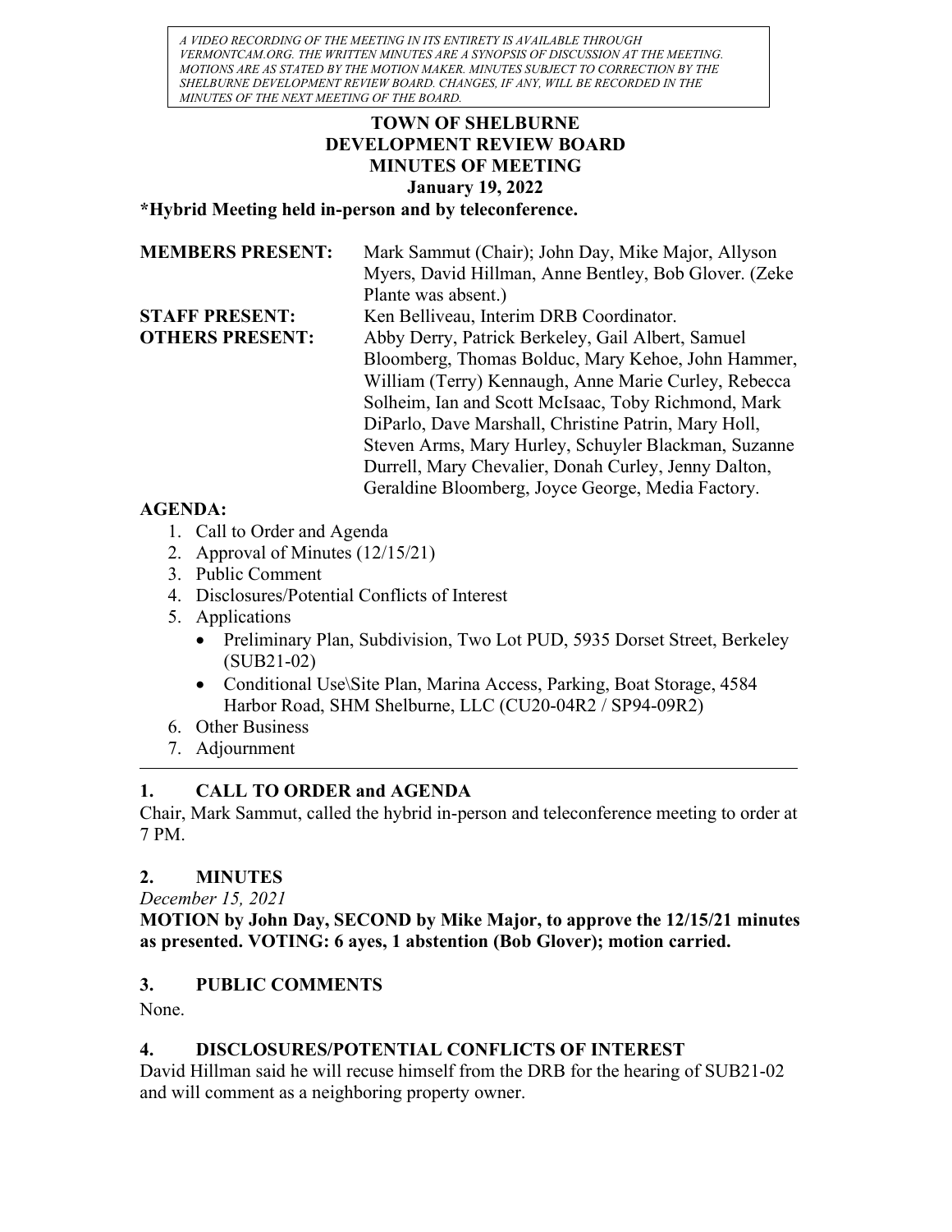*A VIDEO RECORDING OF THE MEETING IN ITS ENTIRETY IS AVAILABLE THROUGH VERMONTCAM.ORG. THE WRITTEN MINUTES ARE A SYNOPSIS OF DISCUSSION AT THE MEETING. MOTIONS ARE AS STATED BY THE MOTION MAKER. MINUTES SUBJECT TO CORRECTION BY THE SHELBURNE DEVELOPMENT REVIEW BOARD. CHANGES, IF ANY, WILL BE RECORDED IN THE MINUTES OF THE NEXT MEETING OF THE BOARD.*

# TOWN OF SHELBURNE
# DEVELOPMENT REVIEW BOARD
# MINUTES OF MEETING
## January 19, 2022

**\*Hybrid Meeting held in-person and by teleconference.**

| | |
|---|---|
| **MEMBERS PRESENT:** | Mark Sammut (Chair); John Day, Mike Major, Allyson Myers, David Hillman, Anne Bentley, Bob Glover. (Zeke Plante was absent.) |
| **STAFF PRESENT:** | Ken Belliveau, Interim DRB Coordinator. |
| **OTHERS PRESENT:** | Abby Derry, Patrick Berkeley, Gail Albert, Samuel Bloomberg, Thomas Bolduc, Mary Kehoe, John Hammer, William (Terry) Kennaugh, Anne Marie Curley, Rebecca Solheim, Ian and Scott McIsaac, Toby Richmond, Mark DiParlo, Dave Marshall, Christine Patrin, Mary Holl, Steven Arms, Mary Hurley, Schuyler Blackman, Suzanne Durrell, Mary Chevalier, Donah Curley, Jenny Dalton, Geraldine Bloomberg, Joyce George, Media Factory. |

**AGENDA:**

1. Call to Order and Agenda
2. Approval of Minutes (12/15/21)
3. Public Comment
4. Disclosures/Potential Conflicts of Interest
5. Applications
   - Preliminary Plan, Subdivision, Two Lot PUD, 5935 Dorset Street, Berkeley (SUB21-02)
   - Conditional Use\Site Plan, Marina Access, Parking, Boat Storage, 4584 Harbor Road, SHM Shelburne, LLC (CU20-04R2 / SP94-09R2)
6. Other Business
7. Adjournment

---

## 1. CALL TO ORDER and AGENDA

Chair, Mark Sammut, called the hybrid in-person and teleconference meeting to order at 7 PM.

## 2. MINUTES

*December 15, 2021*

**MOTION by John Day, SECOND by Mike Major, to approve the 12/15/21 minutes as presented. VOTING: 6 ayes, 1 abstention (Bob Glover); motion carried.**

## 3. PUBLIC COMMENTS

None.

## 4. DISCLOSURES/POTENTIAL CONFLICTS OF INTEREST

David Hillman said he will recuse himself from the DRB for the hearing of SUB21-02 and will comment as a neighboring property owner.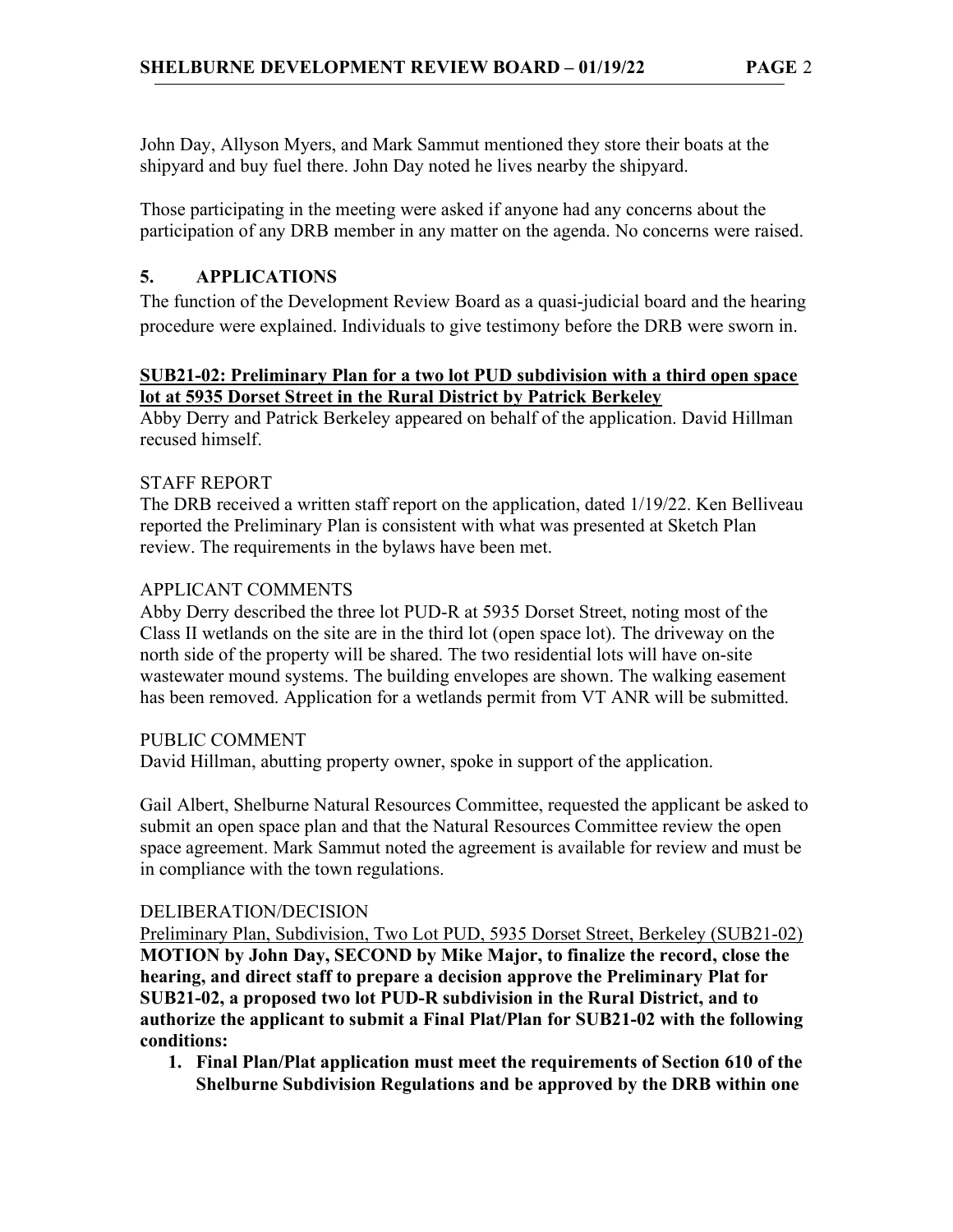John Day, Allyson Myers, and Mark Sammut mentioned they store their boats at the shipyard and buy fuel there. John Day noted he lives nearby the shipyard.

Those participating in the meeting were asked if anyone had any concerns about the participation of any DRB member in any matter on the agenda. No concerns were raised.

## 5. APPLICATIONS

The function of the Development Review Board as a quasi-judicial board and the hearing procedure were explained. Individuals to give testimony before the DRB were sworn in.

**SUB21-02: Preliminary Plan for a two lot PUD subdivision with a third open space lot at 5935 Dorset Street in the Rural District by Patrick Berkeley**

Abby Derry and Patrick Berkeley appeared on behalf of the application. David Hillman recused himself.

STAFF REPORT

The DRB received a written staff report on the application, dated 1/19/22. Ken Belliveau reported the Preliminary Plan is consistent with what was presented at Sketch Plan review. The requirements in the bylaws have been met.

APPLICANT COMMENTS

Abby Derry described the three lot PUD-R at 5935 Dorset Street, noting most of the Class II wetlands on the site are in the third lot (open space lot). The driveway on the north side of the property will be shared. The two residential lots will have on-site wastewater mound systems. The building envelopes are shown. The walking easement has been removed. Application for a wetlands permit from VT ANR will be submitted.

PUBLIC COMMENT

David Hillman, abutting property owner, spoke in support of the application.

Gail Albert, Shelburne Natural Resources Committee, requested the applicant be asked to submit an open space plan and that the Natural Resources Committee review the open space agreement. Mark Sammut noted the agreement is available for review and must be in compliance with the town regulations.

DELIBERATION/DECISION

Preliminary Plan, Subdivision, Two Lot PUD, 5935 Dorset Street, Berkeley (SUB21-02)

**MOTION by John Day, SECOND by Mike Major, to finalize the record, close the hearing, and direct staff to prepare a decision approve the Preliminary Plat for SUB21-02, a proposed two lot PUD-R subdivision in the Rural District, and to authorize the applicant to submit a Final Plat/Plan for SUB21-02 with the following conditions:**

1. **Final Plan/Plat application must meet the requirements of Section 610 of the Shelburne Subdivision Regulations and be approved by the DRB within one**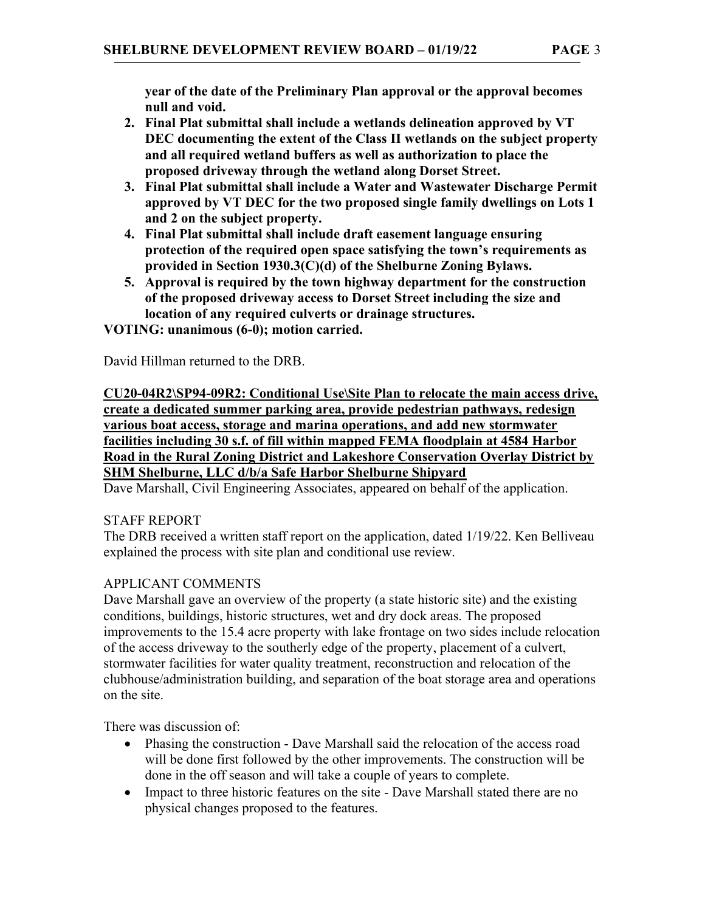**year of the date of the Preliminary Plan approval or the approval becomes null and void.**

2. **Final Plat submittal shall include a wetlands delineation approved by VT DEC documenting the extent of the Class II wetlands on the subject property and all required wetland buffers as well as authorization to place the proposed driveway through the wetland along Dorset Street.**
3. **Final Plat submittal shall include a Water and Wastewater Discharge Permit approved by VT DEC for the two proposed single family dwellings on Lots 1 and 2 on the subject property.**
4. **Final Plat submittal shall include draft easement language ensuring protection of the required open space satisfying the town's requirements as provided in Section 1930.3(C)(d) of the Shelburne Zoning Bylaws.**
5. **Approval is required by the town highway department for the construction of the proposed driveway access to Dorset Street including the size and location of any required culverts or drainage structures.**

**VOTING: unanimous (6-0); motion carried.**

David Hillman returned to the DRB.

**<u>CU20-04R2\SP94-09R2: Conditional Use\Site Plan to relocate the main access drive, create a dedicated summer parking area, provide pedestrian pathways, redesign various boat access, storage and marina operations, and add new stormwater facilities including 30 s.f. of fill within mapped FEMA floodplain at 4584 Harbor Road in the Rural Zoning District and Lakeshore Conservation Overlay District by SHM Shelburne, LLC d/b/a Safe Harbor Shelburne Shipyard</u>**

Dave Marshall, Civil Engineering Associates, appeared on behalf of the application.

STAFF REPORT

The DRB received a written staff report on the application, dated 1/19/22. Ken Belliveau explained the process with site plan and conditional use review.

APPLICANT COMMENTS

Dave Marshall gave an overview of the property (a state historic site) and the existing conditions, buildings, historic structures, wet and dry dock areas. The proposed improvements to the 15.4 acre property with lake frontage on two sides include relocation of the access driveway to the southerly edge of the property, placement of a culvert, stormwater facilities for water quality treatment, reconstruction and relocation of the clubhouse/administration building, and separation of the boat storage area and operations on the site.

There was discussion of:

- Phasing the construction - Dave Marshall said the relocation of the access road will be done first followed by the other improvements. The construction will be done in the off season and will take a couple of years to complete.
- Impact to three historic features on the site - Dave Marshall stated there are no physical changes proposed to the features.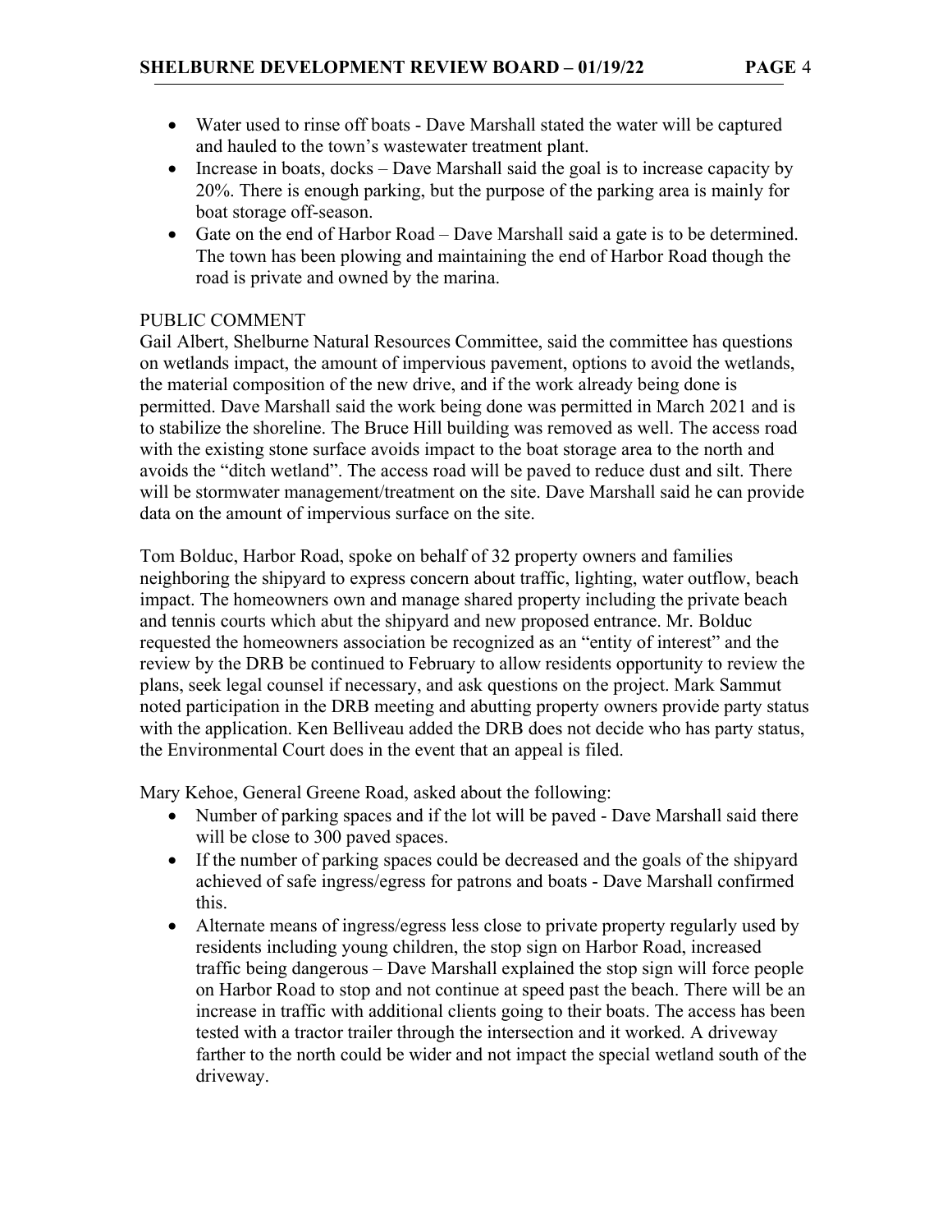- Water used to rinse off boats - Dave Marshall stated the water will be captured and hauled to the town's wastewater treatment plant.
- Increase in boats, docks – Dave Marshall said the goal is to increase capacity by 20%. There is enough parking, but the purpose of the parking area is mainly for boat storage off-season.
- Gate on the end of Harbor Road – Dave Marshall said a gate is to be determined. The town has been plowing and maintaining the end of Harbor Road though the road is private and owned by the marina.

PUBLIC COMMENT

Gail Albert, Shelburne Natural Resources Committee, said the committee has questions on wetlands impact, the amount of impervious pavement, options to avoid the wetlands, the material composition of the new drive, and if the work already being done is permitted. Dave Marshall said the work being done was permitted in March 2021 and is to stabilize the shoreline. The Bruce Hill building was removed as well. The access road with the existing stone surface avoids impact to the boat storage area to the north and avoids the "ditch wetland". The access road will be paved to reduce dust and silt. There will be stormwater management/treatment on the site. Dave Marshall said he can provide data on the amount of impervious surface on the site.

Tom Bolduc, Harbor Road, spoke on behalf of 32 property owners and families neighboring the shipyard to express concern about traffic, lighting, water outflow, beach impact. The homeowners own and manage shared property including the private beach and tennis courts which abut the shipyard and new proposed entrance. Mr. Bolduc requested the homeowners association be recognized as an "entity of interest" and the review by the DRB be continued to February to allow residents opportunity to review the plans, seek legal counsel if necessary, and ask questions on the project. Mark Sammut noted participation in the DRB meeting and abutting property owners provide party status with the application. Ken Belliveau added the DRB does not decide who has party status, the Environmental Court does in the event that an appeal is filed.

Mary Kehoe, General Greene Road, asked about the following:

- Number of parking spaces and if the lot will be paved - Dave Marshall said there will be close to 300 paved spaces.
- If the number of parking spaces could be decreased and the goals of the shipyard achieved of safe ingress/egress for patrons and boats - Dave Marshall confirmed this.
- Alternate means of ingress/egress less close to private property regularly used by residents including young children, the stop sign on Harbor Road, increased traffic being dangerous – Dave Marshall explained the stop sign will force people on Harbor Road to stop and not continue at speed past the beach. There will be an increase in traffic with additional clients going to their boats. The access has been tested with a tractor trailer through the intersection and it worked. A driveway farther to the north could be wider and not impact the special wetland south of the driveway.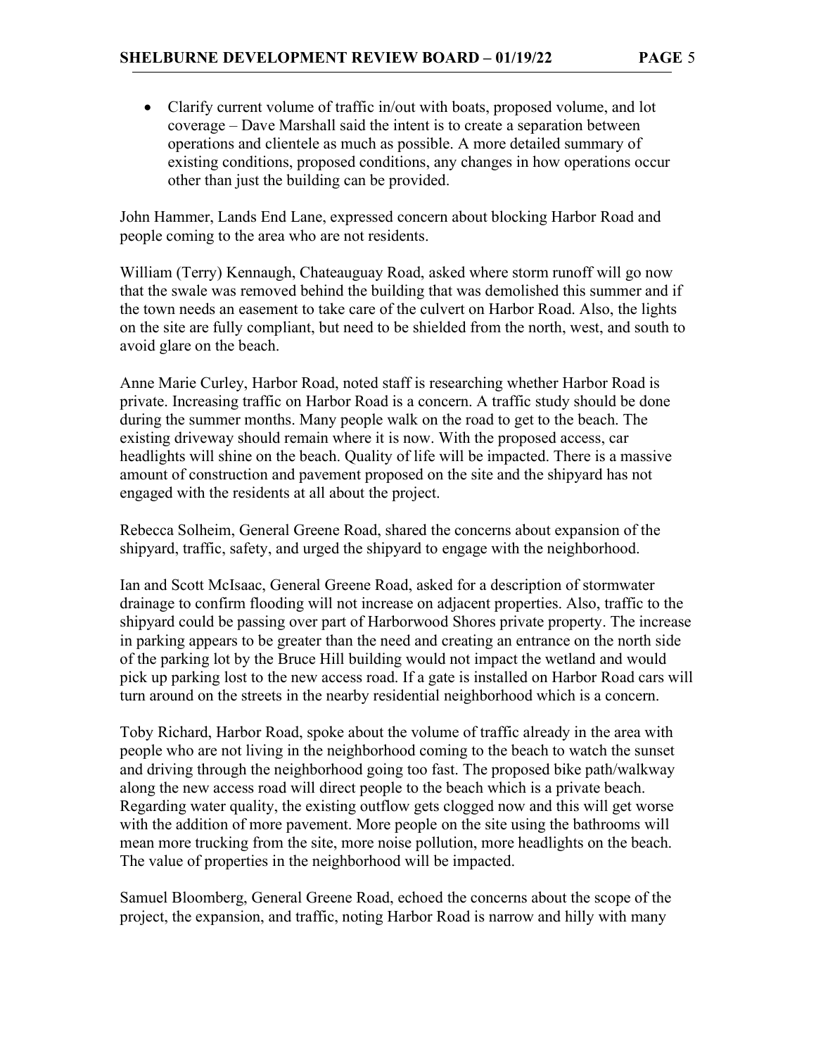- Clarify current volume of traffic in/out with boats, proposed volume, and lot coverage – Dave Marshall said the intent is to create a separation between operations and clientele as much as possible. A more detailed summary of existing conditions, proposed conditions, any changes in how operations occur other than just the building can be provided.

John Hammer, Lands End Lane, expressed concern about blocking Harbor Road and people coming to the area who are not residents.

William (Terry) Kennaugh, Chateauguay Road, asked where storm runoff will go now that the swale was removed behind the building that was demolished this summer and if the town needs an easement to take care of the culvert on Harbor Road. Also, the lights on the site are fully compliant, but need to be shielded from the north, west, and south to avoid glare on the beach.

Anne Marie Curley, Harbor Road, noted staff is researching whether Harbor Road is private. Increasing traffic on Harbor Road is a concern. A traffic study should be done during the summer months. Many people walk on the road to get to the beach. The existing driveway should remain where it is now. With the proposed access, car headlights will shine on the beach. Quality of life will be impacted. There is a massive amount of construction and pavement proposed on the site and the shipyard has not engaged with the residents at all about the project.

Rebecca Solheim, General Greene Road, shared the concerns about expansion of the shipyard, traffic, safety, and urged the shipyard to engage with the neighborhood.

Ian and Scott McIsaac, General Greene Road, asked for a description of stormwater drainage to confirm flooding will not increase on adjacent properties. Also, traffic to the shipyard could be passing over part of Harborwood Shores private property. The increase in parking appears to be greater than the need and creating an entrance on the north side of the parking lot by the Bruce Hill building would not impact the wetland and would pick up parking lost to the new access road. If a gate is installed on Harbor Road cars will turn around on the streets in the nearby residential neighborhood which is a concern.

Toby Richard, Harbor Road, spoke about the volume of traffic already in the area with people who are not living in the neighborhood coming to the beach to watch the sunset and driving through the neighborhood going too fast. The proposed bike path/walkway along the new access road will direct people to the beach which is a private beach. Regarding water quality, the existing outflow gets clogged now and this will get worse with the addition of more pavement. More people on the site using the bathrooms will mean more trucking from the site, more noise pollution, more headlights on the beach. The value of properties in the neighborhood will be impacted.

Samuel Bloomberg, General Greene Road, echoed the concerns about the scope of the project, the expansion, and traffic, noting Harbor Road is narrow and hilly with many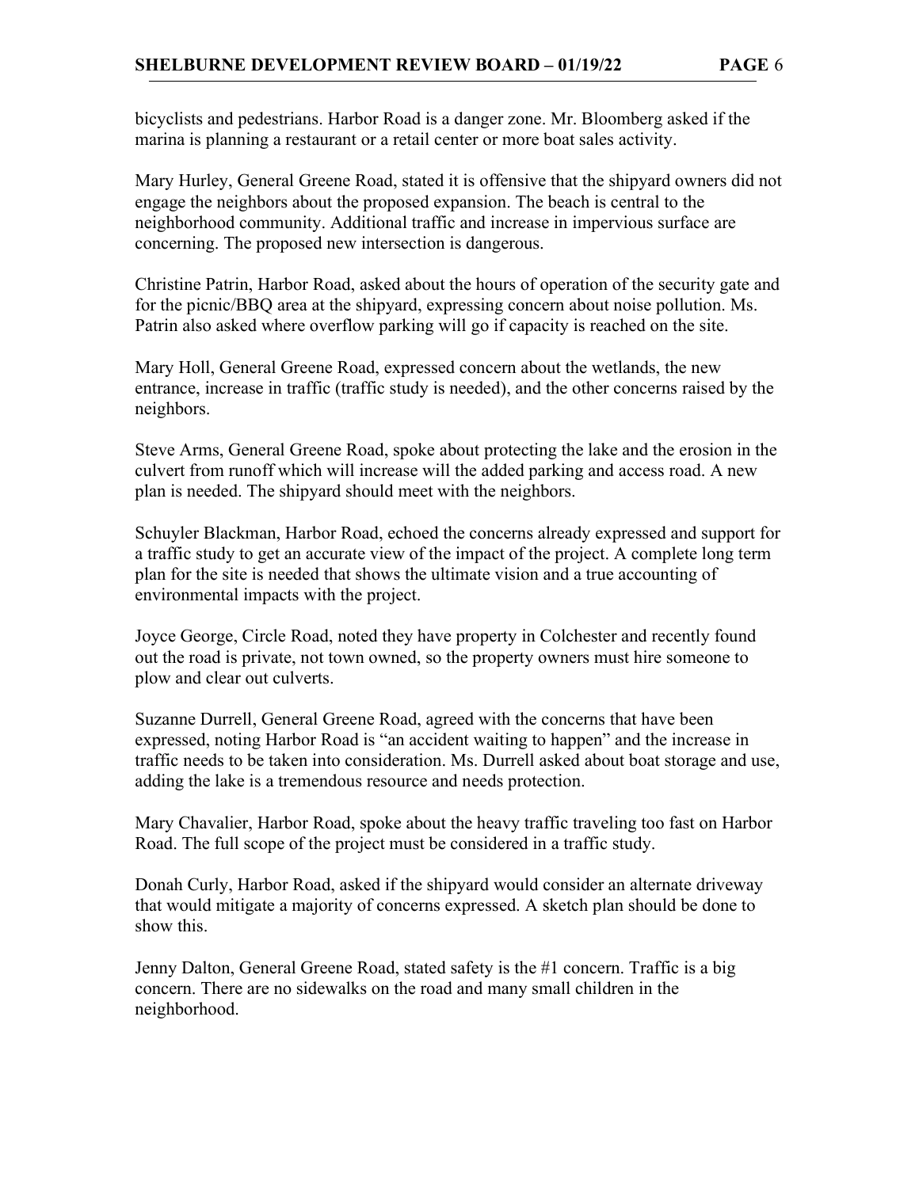bicyclists and pedestrians. Harbor Road is a danger zone. Mr. Bloomberg asked if the marina is planning a restaurant or a retail center or more boat sales activity.

Mary Hurley, General Greene Road, stated it is offensive that the shipyard owners did not engage the neighbors about the proposed expansion. The beach is central to the neighborhood community. Additional traffic and increase in impervious surface are concerning. The proposed new intersection is dangerous.

Christine Patrin, Harbor Road, asked about the hours of operation of the security gate and for the picnic/BBQ area at the shipyard, expressing concern about noise pollution. Ms. Patrin also asked where overflow parking will go if capacity is reached on the site.

Mary Holl, General Greene Road, expressed concern about the wetlands, the new entrance, increase in traffic (traffic study is needed), and the other concerns raised by the neighbors.

Steve Arms, General Greene Road, spoke about protecting the lake and the erosion in the culvert from runoff which will increase will the added parking and access road. A new plan is needed. The shipyard should meet with the neighbors.

Schuyler Blackman, Harbor Road, echoed the concerns already expressed and support for a traffic study to get an accurate view of the impact of the project. A complete long term plan for the site is needed that shows the ultimate vision and a true accounting of environmental impacts with the project.

Joyce George, Circle Road, noted they have property in Colchester and recently found out the road is private, not town owned, so the property owners must hire someone to plow and clear out culverts.

Suzanne Durrell, General Greene Road, agreed with the concerns that have been expressed, noting Harbor Road is "an accident waiting to happen" and the increase in traffic needs to be taken into consideration. Ms. Durrell asked about boat storage and use, adding the lake is a tremendous resource and needs protection.

Mary Chavalier, Harbor Road, spoke about the heavy traffic traveling too fast on Harbor Road. The full scope of the project must be considered in a traffic study.

Donah Curly, Harbor Road, asked if the shipyard would consider an alternate driveway that would mitigate a majority of concerns expressed. A sketch plan should be done to show this.

Jenny Dalton, General Greene Road, stated safety is the #1 concern. Traffic is a big concern. There are no sidewalks on the road and many small children in the neighborhood.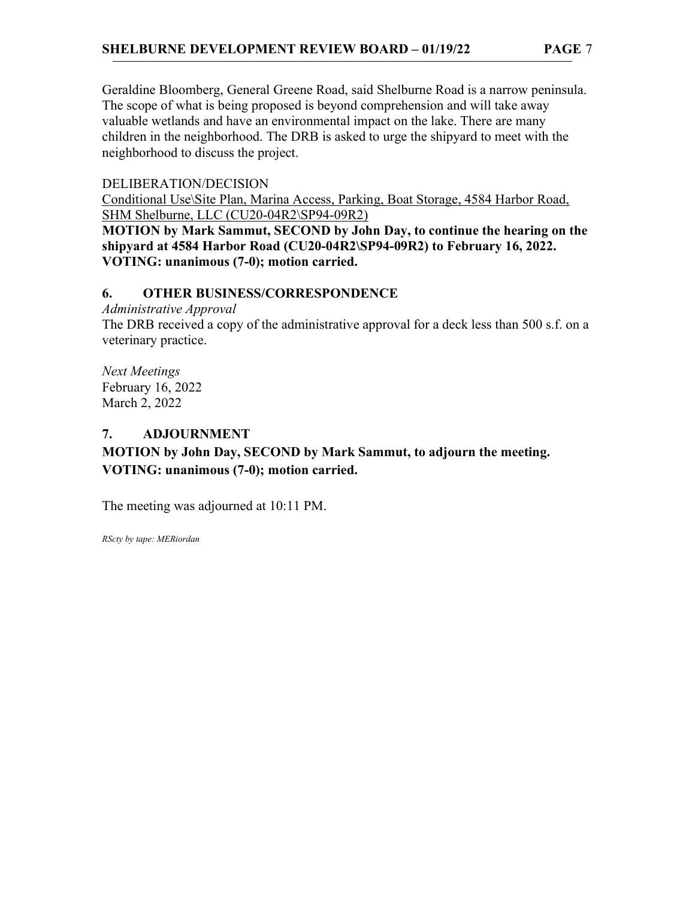Geraldine Bloomberg, General Greene Road, said Shelburne Road is a narrow peninsula. The scope of what is being proposed is beyond comprehension and will take away valuable wetlands and have an environmental impact on the lake. There are many children in the neighborhood. The DRB is asked to urge the shipyard to meet with the neighborhood to discuss the project.

DELIBERATION/DECISION

Conditional Use\Site Plan, Marina Access, Parking, Boat Storage, 4584 Harbor Road, SHM Shelburne, LLC (CU20-04R2\SP94-09R2)

**MOTION by Mark Sammut, SECOND by John Day, to continue the hearing on the shipyard at 4584 Harbor Road (CU20-04R2\SP94-09R2) to February 16, 2022.**
**VOTING: unanimous (7-0); motion carried.**

## 6. OTHER BUSINESS/CORRESPONDENCE

*Administrative Approval*

The DRB received a copy of the administrative approval for a deck less than 500 s.f. on a veterinary practice.

*Next Meetings*

February 16, 2022
March 2, 2022

## 7. ADJOURNMENT

**MOTION by John Day, SECOND by Mark Sammut, to adjourn the meeting.**
**VOTING: unanimous (7-0); motion carried.**

The meeting was adjourned at 10:11 PM.

*RScty by tape: MERiordan*